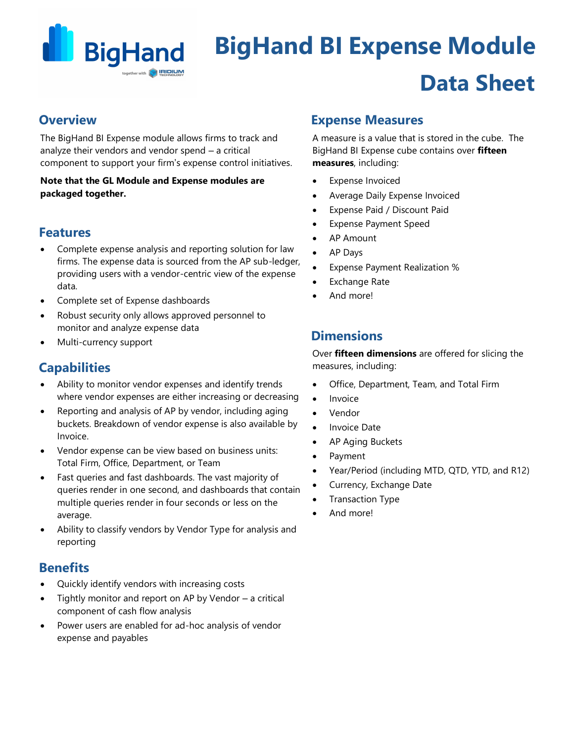# BigHand BI Expense Module Data Sheet

## Overview

The BigHand BI Expense module allows firms to track and analyze their vendors and vendor spend – a critical component to support your firm's expense control initiatives.

**Note that the GL Module and Expense modules are packaged together.**

## Features

- Complete expense analysis and reporting solution for law firms. The expense data is sourced from the AP sub-ledger, providing users with a vendor-centric view of the expense data.
- Complete set of Expense dashboards
- Robust security only allows approved personnel to monitor and analyze expense data
- Multi-currency support

## Capabilities

- Ability to monitor vendor expenses and identify trends where vendor expenses are either increasing or decreasing
- Reporting and analysis of AP by vendor, including aging buckets. Breakdown of vendor expense is also available by Invoice.
- Vendor expense can be view based on business units: Total Firm, Office, Department, or Team
- Fast queries and fast dashboards. The vast majority of queries render in one second, and dashboards that contain multiple queries render in four seconds or less on the average.
- Ability to classify vendors by Vendor Type for analysis and reporting

## Benefits

- Quickly identify vendors with increasing costs
- Tightly monitor and report on AP by Vendor – a critical component of cash flow analysis
- Power users are enabled for ad-hoc analysis of vendor expense and payables

## Expense Measures

A measure is a value that is stored in the cube. The BigHand BI Expense cube contains over **fifteen measures**, including:

- Expense Invoiced
- Average Daily Expense Invoiced
- Expense Paid / Discount Paid
- Expense Payment Speed
- AP Amount
- AP Days
- Expense Payment Realization %
- Exchange Rate
- And more!

## Dimensions

Over **fifteen dimensions** are offered for slicing the measures, including:

- Office, Department, Team, and Total Firm
- Invoice
- Vendor
- Invoice Date
- AP Aging Buckets
- Payment
- Year/Period (including MTD, QTD, YTD, and R12)
- Currency, Exchange Date
- Transaction Type
- And more!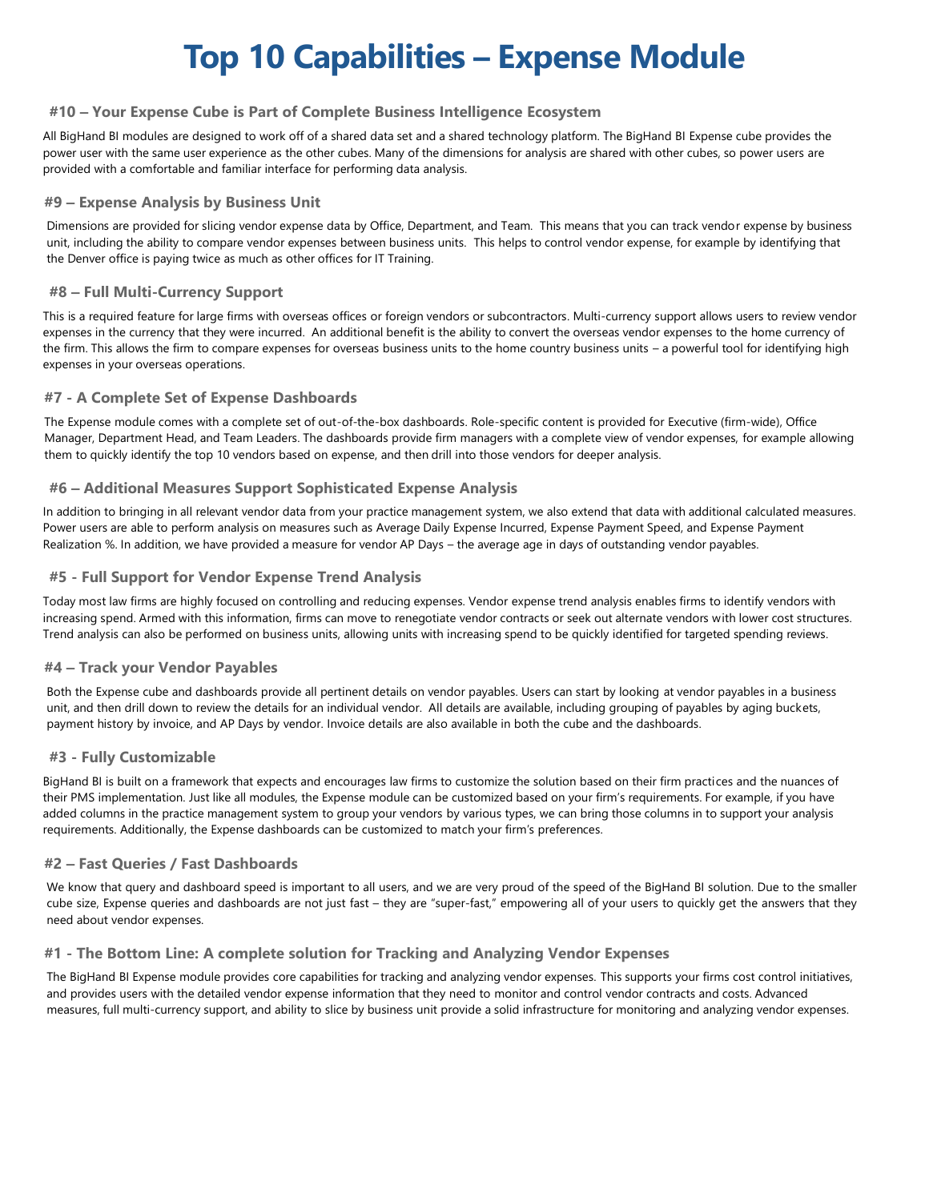# Top 10 Capabilities – Expense Module

### #10 – Your Expense Cube is Part of Complete Business Intelligence Ecosystem

All BigHand BI modules are designed to work off of a shared data set and a shared technology platform. The BigHand BI Expense cube provides the power user with the same user experience as the other cubes. Many of the dimensions for analysis are shared with other cubes, so power users are provided with a comfortable and familiar interface for performing data analysis.

### #9 – Expense Analysis by Business Unit

Dimensions are provided for slicing vendor expense data by Office, Department, and Team. This means that you can track vendor expense by business unit, including the ability to compare vendor expenses between business units. This helps to control vendor expense, for example by identifying that the Denver office is paying twice as much as other offices for IT Training.

### #8 – Full Multi-Currency Support

This is a required feature for large firms with overseas offices or foreign vendors or subcontractors. Multi-currency support allows users to review vendor expenses in the currency that they were incurred. An additional benefit is the ability to convert the overseas vendor expenses to the home currency of the firm. This allows the firm to compare expenses for overseas business units to the home country business units – a powerful tool for identifying high expenses in your overseas operations.

### #7 - A Complete Set of Expense Dashboards

The Expense module comes with a complete set of out-of-the-box dashboards. Role-specific content is provided for Executive (firm-wide), Office Manager, Department Head, and Team Leaders. The dashboards provide firm managers with a complete view of vendor expenses, for example allowing them to quickly identify the top 10 vendors based on expense, and then drill into those vendors for deeper analysis.

### #6 – Additional Measures Support Sophisticated Expense Analysis

In addition to bringing in all relevant vendor data from your practice management system, we also extend that data with additional calculated measures. Power users are able to perform analysis on measures such as Average Daily Expense Incurred, Expense Payment Speed, and Expense Payment Realization %. In addition, we have provided a measure for vendor AP Days – the average age in days of outstanding vendor payables.

### #5 - Full Support for Vendor Expense Trend Analysis

Today most law firms are highly focused on controlling and reducing expenses. Vendor expense trend analysis enables firms to identify vendors with increasing spend. Armed with this information, firms can move to renegotiate vendor contracts or seek out alternate vendors with lower cost structures. Trend analysis can also be performed on business units, allowing units with increasing spend to be quickly identified for targeted spending reviews.

### #4 – Track your Vendor Payables

Both the Expense cube and dashboards provide all pertinent details on vendor payables. Users can start by looking at vendor payables in a business unit, and then drill down to review the details for an individual vendor. All details are available, including grouping of payables by aging buckets, payment history by invoice, and AP Days by vendor. Invoice details are also available in both the cube and the dashboards.

### #3 - Fully Customizable

BigHand BI is built on a framework that expects and encourages law firms to customize the solution based on their firm practices and the nuances of their PMS implementation. Just like all modules, the Expense module can be customized based on your firm's requirements. For example, if you have added columns in the practice management system to group your vendors by various types, we can bring those columns in to support your analysis requirements. Additionally, the Expense dashboards can be customized to match your firm's preferences.

### #2 – Fast Queries / Fast Dashboards

We know that query and dashboard speed is important to all users, and we are very proud of the speed of the BigHand BI solution. Due to the smaller cube size, Expense queries and dashboards are not just fast – they are "super-fast," empowering all of your users to quickly get the answers that they need about vendor expenses.

### #1 - The Bottom Line: A complete solution for Tracking and Analyzing Vendor Expenses

The BigHand BI Expense module provides core capabilities for tracking and analyzing vendor expenses. This supports your firms cost control initiatives, and provides users with the detailed vendor expense information that they need to monitor and control vendor contracts and costs. Advanced measures, full multi-currency support, and ability to slice by business unit provide a solid infrastructure for monitoring and analyzing vendor expenses.